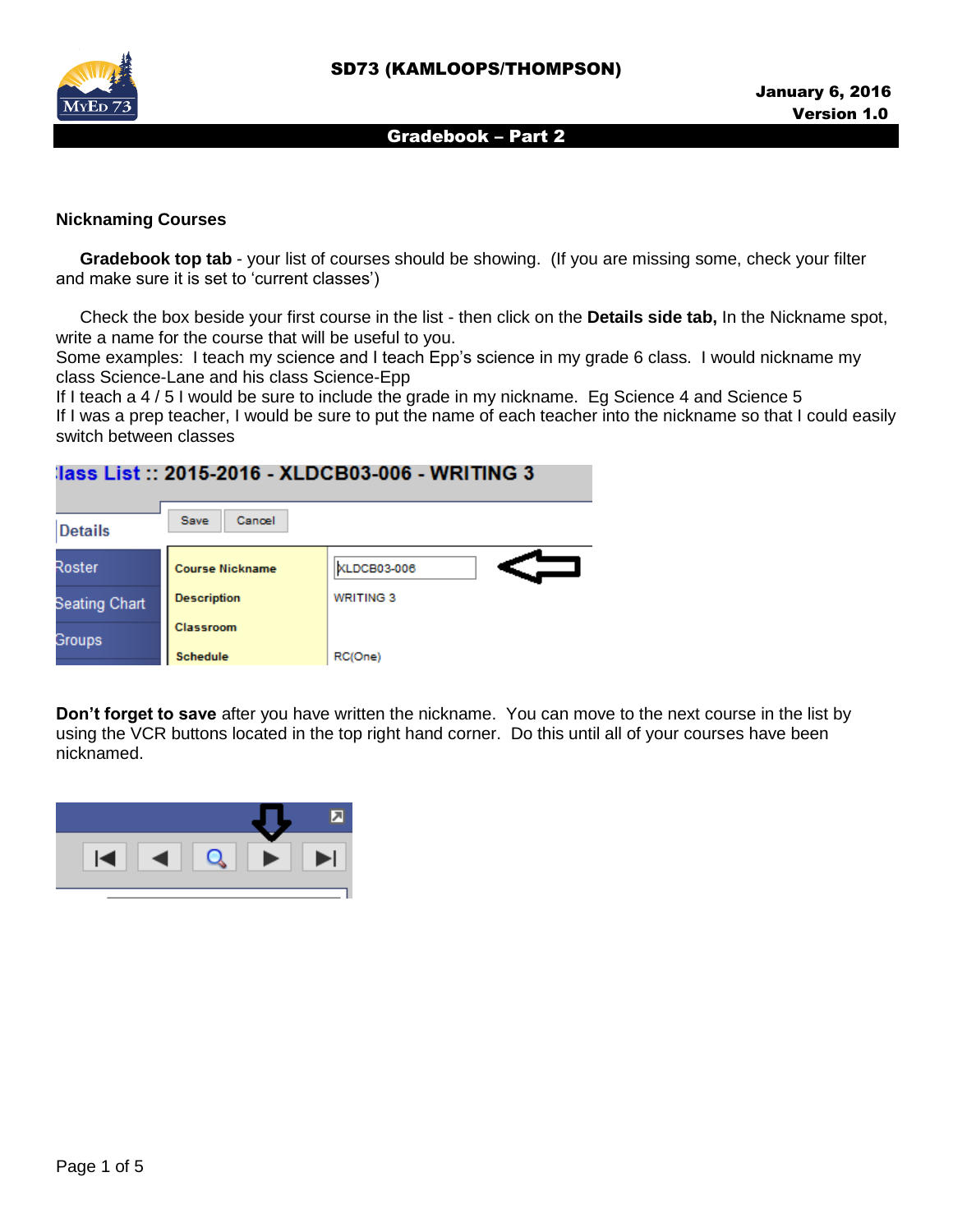**SD73 (KAMLOOPS/THOMPSON)**

**January 6, 2016**
**Version 1.0**

**Gradebook – Part 2**

### Nicknaming Courses

**Gradebook top tab** - your list of courses should be showing. (If you are missing some, check your filter and make sure it is set to 'current classes')

Check the box beside your first course in the list - then click on the **Details side tab,** In the Nickname spot, write a name for the course that will be useful to you.
Some examples: I teach my science and I teach Epp's science in my grade 6 class. I would nickname my class Science-Lane and his class Science-Epp
If I teach a 4 / 5 I would be sure to include the grade in my nickname. Eg Science 4 and Science 5
If I was a prep teacher, I would be sure to put the name of each teacher into the nickname so that I could easily switch between classes

**Don't forget to save** after you have written the nickname. You can move to the next course in the list by using the VCR buttons located in the top right hand corner. Do this until all of your courses have been nicknamed.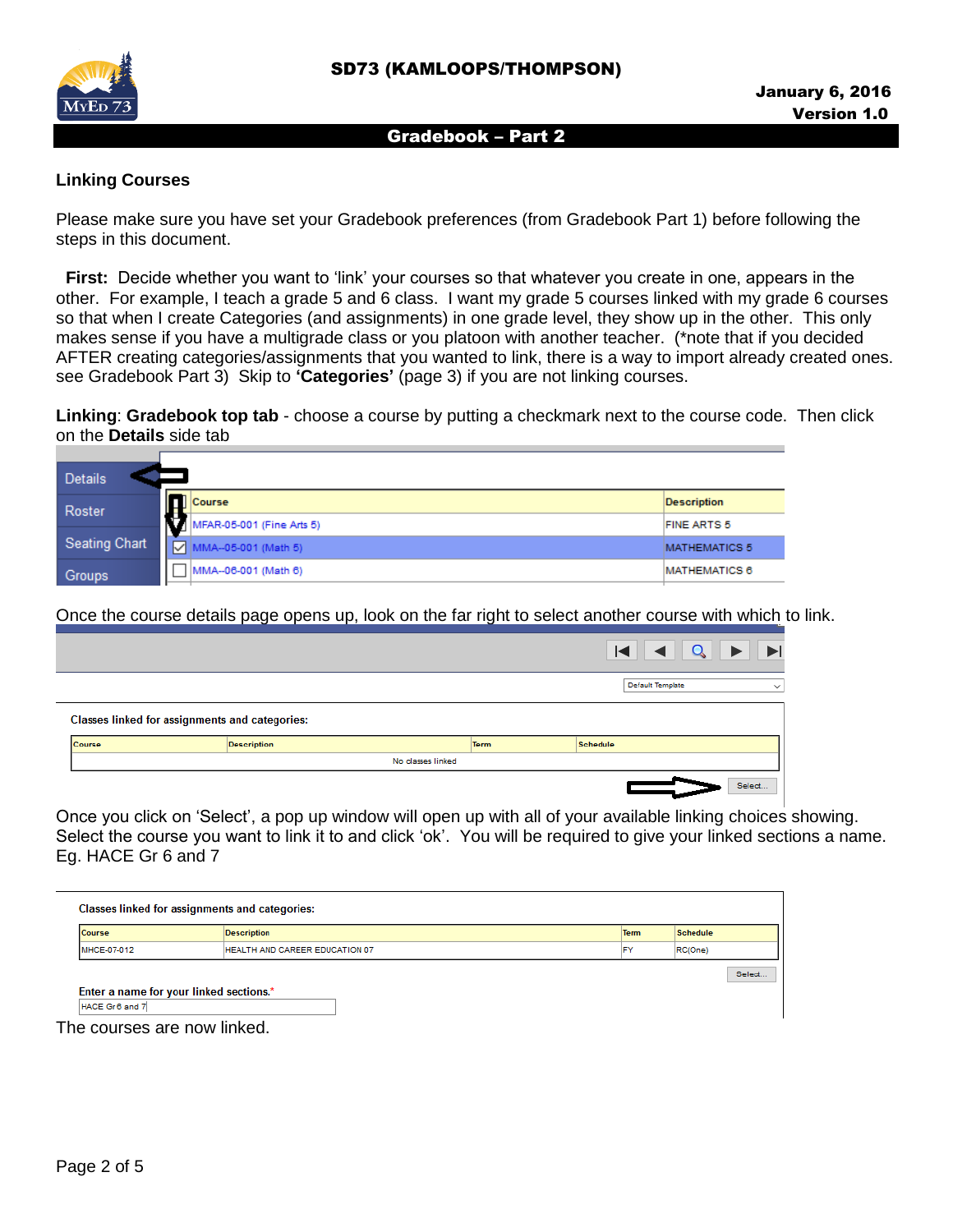## Linking Courses

Please make sure you have set your Gradebook preferences (from Gradebook Part 1) before following the steps in this document.

**First:** Decide whether you want to 'link' your courses so that whatever you create in one, appears in the other. For example, I teach a grade 5 and 6 class. I want my grade 5 courses linked with my grade 6 courses so that when I create Categories (and assignments) in one grade level, they show up in the other. This only makes sense if you have a multigrade class or you platoon with another teacher. (*note that if you decided AFTER creating categories/assignments that you wanted to link, there is a way to import already created ones. see Gradebook Part 3) Skip to **'Categories'** (page 3) if you are not linking courses.

**Linking**: **Gradebook top tab** - choose a course by putting a checkmark next to the course code. Then click on the **Details** side tab

Once the course details page opens up, look on the far right to select another course with which to link.

Once you click on 'Select', a pop up window will open up with all of your available linking choices showing. Select the course you want to link it to and click 'ok'. You will be required to give your linked sections a name. Eg. HACE Gr 6 and 7

The courses are now linked.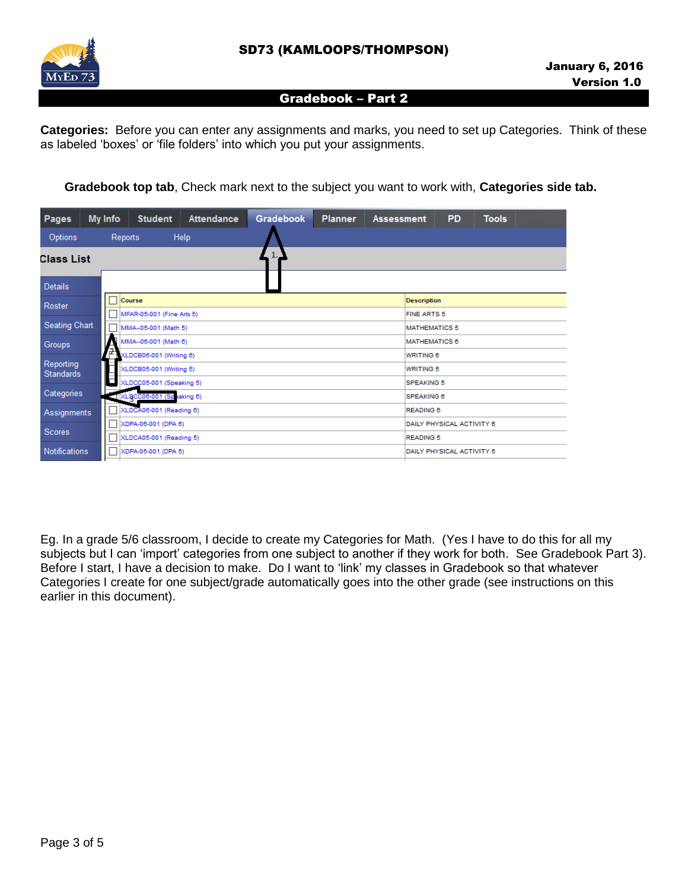**Categories:** Before you can enter any assignments and marks, you need to set up Categories. Think of these as labeled 'boxes' or 'file folders' into which you put your assignments.

**Gradebook top tab**, Check mark next to the subject you want to work with, **Categories side tab.**

Eg. In a grade 5/6 classroom, I decide to create my Categories for Math. (Yes I have to do this for all my subjects but I can 'import' categories from one subject to another if they work for both. See Gradebook Part 3). Before I start, I have a decision to make. Do I want to 'link' my classes in Gradebook so that whatever Categories I create for one subject/grade automatically goes into the other grade (see instructions on this earlier in this document).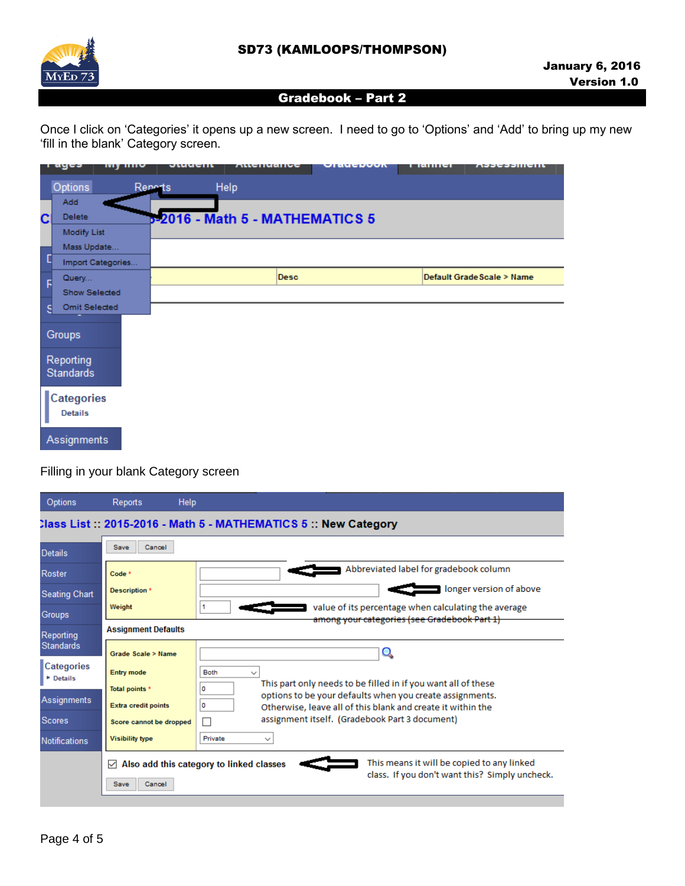Once I click on ‘Categories’ it opens up a new screen.  I need to go to ‘Options’ and ‘Add’ to bring up my new ‘fill in the blank’ Category screen.

Options | Reports | Help

- Add
- Delete
- Modify List
- Mass Update...
- Import Categories...
- Query...
- Show Selected
- Omit Selected

Groups

Reporting Standards

Categories
Details

Assignments

Filling in your blank Category screen

Class List :: 2015-2016 - Math 5 - MATHEMATICS 5 :: New Category

- Code * — Abbreviated label for gradebook column
- Description * — longer version of above
- Weight — value of its percentage when calculating the average among your categories (see Gradebook Part 1)

Assignment Defaults

- Grade Scale > Name
- Entry mode
- Total points *
- Extra credit points
- Score cannot be dropped
- Visibility type

This part only needs to be filled in if you want all of these options to be your defaults when you create assignments. Otherwise, leave all of this blank and create it within the assignment itself. (Gradebook Part 3 document)

Also add this category to linked classes — This means it will be copied to any linked class. If you don't want this? Simply uncheck.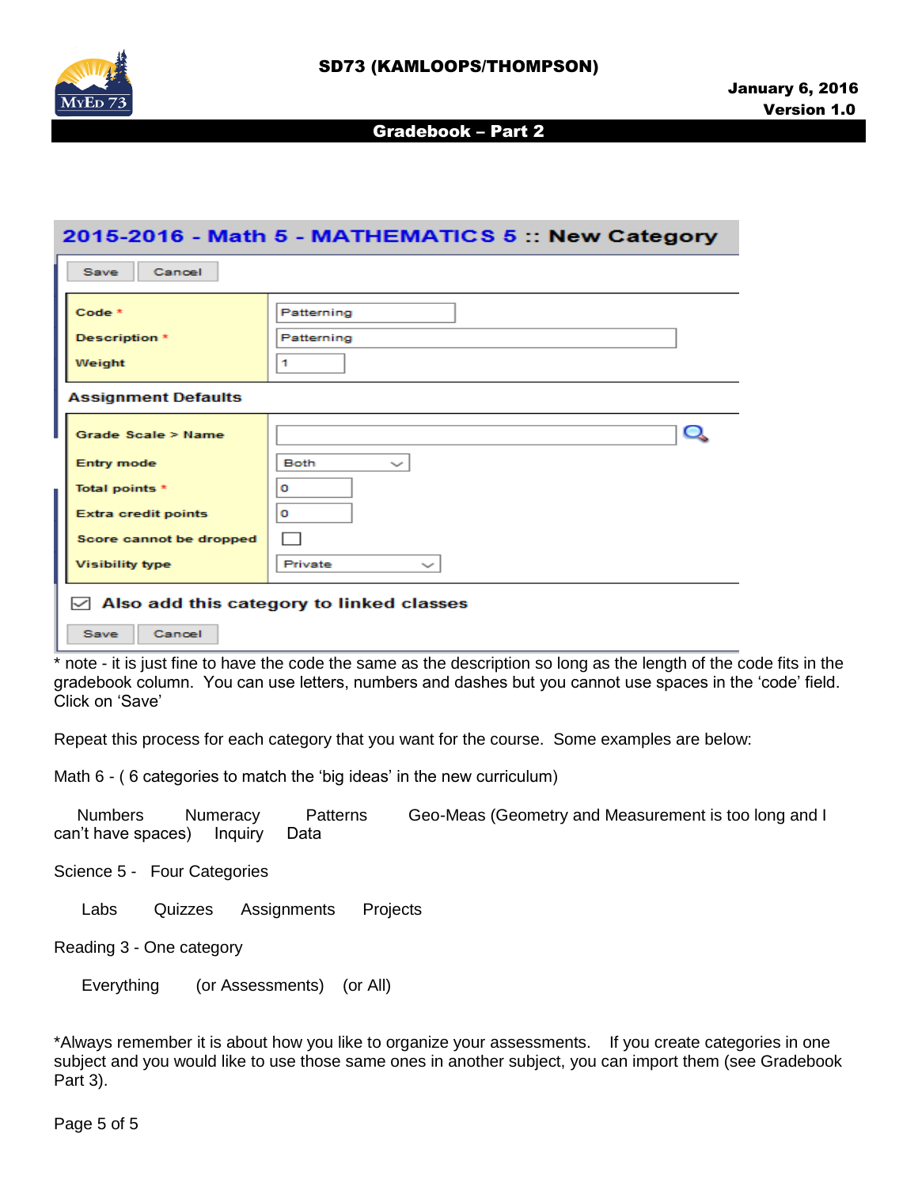## 2015-2016 - Math 5 - MATHEMATICS 5 :: New Category

Save | Cancel

| | |
|---|---|
| Code * | Patterning |
| Description * | Patterning |
| Weight | 1 |

**Assignment Defaults**

| | |
|---|---|
| Grade Scale > Name | |
| Entry mode | Both |
| Total points * | 0 |
| Extra credit points | 0 |
| Score cannot be dropped | ☐ |
| Visibility type | Private |

☑ Also add this category to linked classes

Save | Cancel

\* note - it is just fine to have the code the same as the description so long as the length of the code fits in the gradebook column. You can use letters, numbers and dashes but you cannot use spaces in the 'code' field. Click on 'Save'

Repeat this process for each category that you want for the course. Some examples are below:

Math 6 - ( 6 categories to match the 'big ideas' in the new curriculum)

Numbers Numeracy Patterns Geo-Meas (Geometry and Measurement is too long and I can't have spaces) Inquiry Data

Science 5 - Four Categories

Labs Quizzes Assignments Projects

Reading 3 - One category

Everything (or Assessments) (or All)

\*Always remember it is about how you like to organize your assessments. If you create categories in one subject and you would like to use those same ones in another subject, you can import them (see Gradebook Part 3).